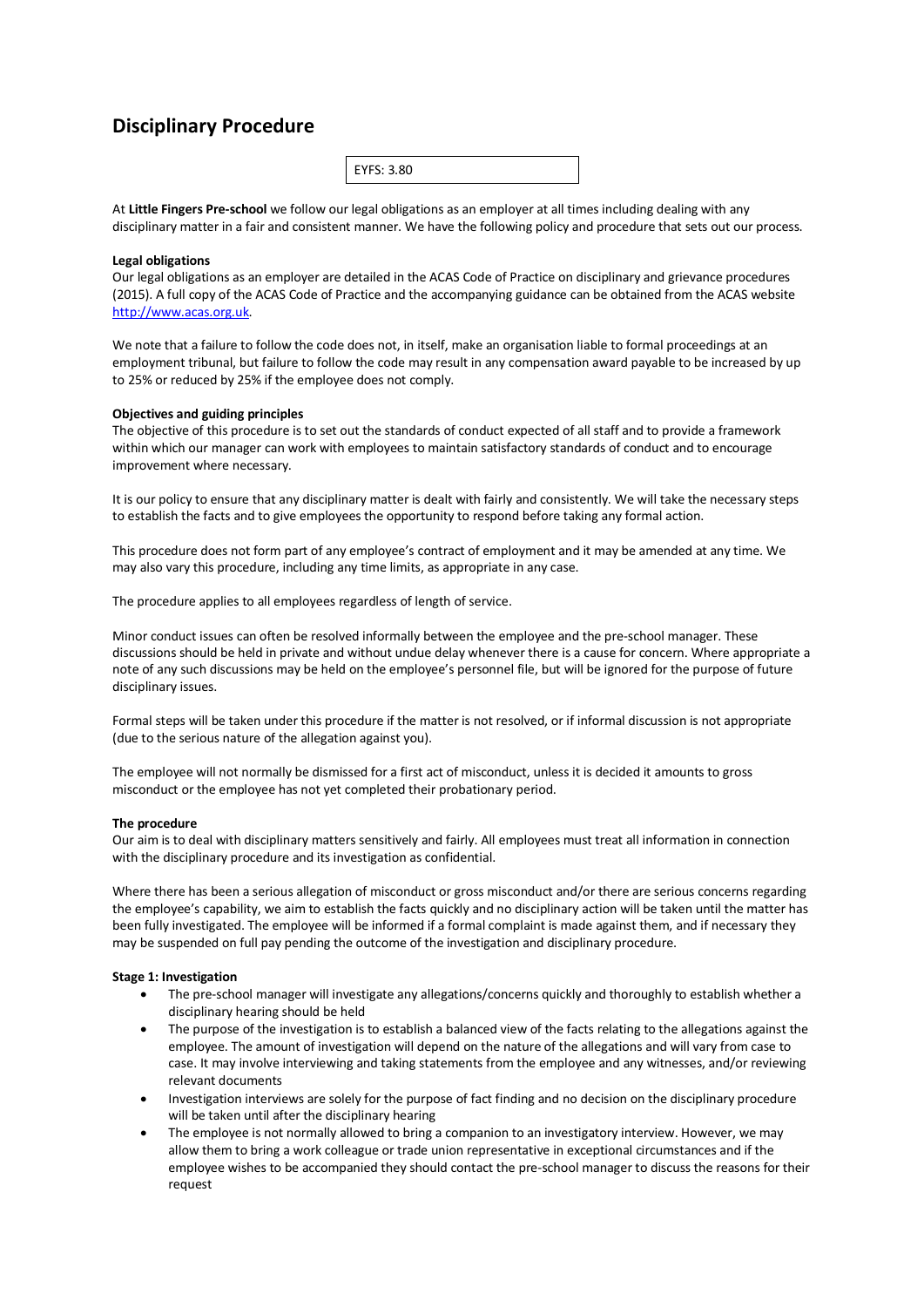# Disciplinary Procedure

EYFS: 3.80

At **Little Fingers Pre-school** we follow our legal obligations as an employer at all times including dealing with any disciplinary matter in a fair and consistent manner. We have the following policy and procedure that sets out our process.

**Legal obligations**

Our legal obligations as an employer are detailed in the ACAS Code of Practice on disciplinary and grievance procedures (2015). A full copy of the ACAS Code of Practice and the accompanying guidance can be obtained from the ACAS website [http://www.acas.org.uk](http://www.acas.org.uk).

We note that a failure to follow the code does not, in itself, make an organisation liable to formal proceedings at an employment tribunal, but failure to follow the code may result in any compensation award payable to be increased by up to 25% or reduced by 25% if the employee does not comply.

**Objectives and guiding principles**

The objective of this procedure is to set out the standards of conduct expected of all staff and to provide a framework within which our manager can work with employees to maintain satisfactory standards of conduct and to encourage improvement where necessary.

It is our policy to ensure that any disciplinary matter is dealt with fairly and consistently. We will take the necessary steps to establish the facts and to give employees the opportunity to respond before taking any formal action.

This procedure does not form part of any employee's contract of employment and it may be amended at any time. We may also vary this procedure, including any time limits, as appropriate in any case.

The procedure applies to all employees regardless of length of service.

Minor conduct issues can often be resolved informally between the employee and the pre-school manager. These discussions should be held in private and without undue delay whenever there is a cause for concern. Where appropriate a note of any such discussions may be held on the employee's personnel file, but will be ignored for the purpose of future disciplinary issues.

Formal steps will be taken under this procedure if the matter is not resolved, or if informal discussion is not appropriate (due to the serious nature of the allegation against you).

The employee will not normally be dismissed for a first act of misconduct, unless it is decided it amounts to gross misconduct or the employee has not yet completed their probationary period.

**The procedure**

Our aim is to deal with disciplinary matters sensitively and fairly. All employees must treat all information in connection with the disciplinary procedure and its investigation as confidential.

Where there has been a serious allegation of misconduct or gross misconduct and/or there are serious concerns regarding the employee's capability, we aim to establish the facts quickly and no disciplinary action will be taken until the matter has been fully investigated. The employee will be informed if a formal complaint is made against them, and if necessary they may be suspended on full pay pending the outcome of the investigation and disciplinary procedure.

**Stage 1: Investigation**

- The pre-school manager will investigate any allegations/concerns quickly and thoroughly to establish whether a disciplinary hearing should be held
- The purpose of the investigation is to establish a balanced view of the facts relating to the allegations against the employee. The amount of investigation will depend on the nature of the allegations and will vary from case to case. It may involve interviewing and taking statements from the employee and any witnesses, and/or reviewing relevant documents
- Investigation interviews are solely for the purpose of fact finding and no decision on the disciplinary procedure will be taken until after the disciplinary hearing
- The employee is not normally allowed to bring a companion to an investigatory interview. However, we may allow them to bring a work colleague or trade union representative in exceptional circumstances and if the employee wishes to be accompanied they should contact the pre-school manager to discuss the reasons for their request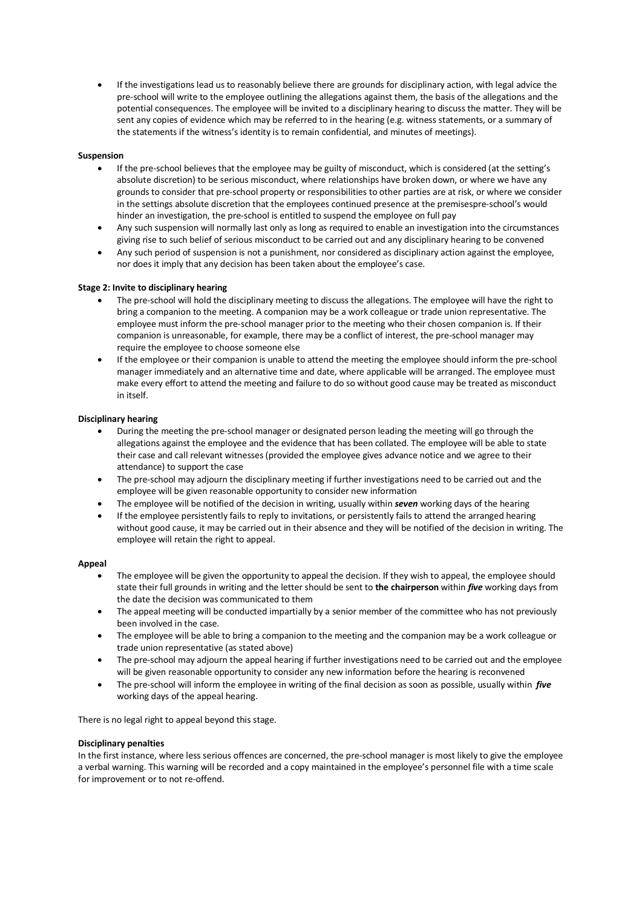- If the investigations lead us to reasonably believe there are grounds for disciplinary action, with legal advice the pre-school will write to the employee outlining the allegations against them, the basis of the allegations and the potential consequences. The employee will be invited to a disciplinary hearing to discuss the matter. They will be sent any copies of evidence which may be referred to in the hearing (e.g. witness statements, or a summary of the statements if the witness's identity is to remain confidential, and minutes of meetings).

**Suspension**

- If the pre-school believes that the employee may be guilty of misconduct, which is considered (at the setting's absolute discretion) to be serious misconduct, where relationships have broken down, or where we have any grounds to consider that pre-school property or responsibilities to other parties are at risk, or where we consider in the settings absolute discretion that the employees continued presence at the premisespre-school's would hinder an investigation, the pre-school is entitled to suspend the employee on full pay
- Any such suspension will normally last only as long as required to enable an investigation into the circumstances giving rise to such belief of serious misconduct to be carried out and any disciplinary hearing to be convened
- Any such period of suspension is not a punishment, nor considered as disciplinary action against the employee, nor does it imply that any decision has been taken about the employee's case.

**Stage 2: Invite to disciplinary hearing**

- The pre-school will hold the disciplinary meeting to discuss the allegations. The employee will have the right to bring a companion to the meeting. A companion may be a work colleague or trade union representative. The employee must inform the pre-school manager prior to the meeting who their chosen companion is. If their companion is unreasonable, for example, there may be a conflict of interest, the pre-school manager may require the employee to choose someone else
- If the employee or their companion is unable to attend the meeting the employee should inform the pre-school manager immediately and an alternative time and date, where applicable will be arranged. The employee must make every effort to attend the meeting and failure to do so without good cause may be treated as misconduct in itself.

**Disciplinary hearing**

- During the meeting the pre-school manager or designated person leading the meeting will go through the allegations against the employee and the evidence that has been collated. The employee will be able to state their case and call relevant witnesses (provided the employee gives advance notice and we agree to their attendance) to support the case
- The pre-school may adjourn the disciplinary meeting if further investigations need to be carried out and the employee will be given reasonable opportunity to consider new information
- The employee will be notified of the decision in writing, usually within ***seven*** working days of the hearing
- If the employee persistently fails to reply to invitations, or persistently fails to attend the arranged hearing without good cause, it may be carried out in their absence and they will be notified of the decision in writing. The employee will retain the right to appeal.

**Appeal**

- The employee will be given the opportunity to appeal the decision. If they wish to appeal, the employee should state their full grounds in writing and the letter should be sent to **the chairperson** within ***five*** working days from the date the decision was communicated to them
- The appeal meeting will be conducted impartially by a senior member of the committee who has not previously been involved in the case.
- The employee will be able to bring a companion to the meeting and the companion may be a work colleague or trade union representative (as stated above)
- The pre-school may adjourn the appeal hearing if further investigations need to be carried out and the employee will be given reasonable opportunity to consider any new information before the hearing is reconvened
- The pre-school will inform the employee in writing of the final decision as soon as possible, usually within ***five*** working days of the appeal hearing.

There is no legal right to appeal beyond this stage.

**Disciplinary penalties**

In the first instance, where less serious offences are concerned, the pre-school manager is most likely to give the employee a verbal warning. This warning will be recorded and a copy maintained in the employee's personnel file with a time scale for improvement or to not re-offend.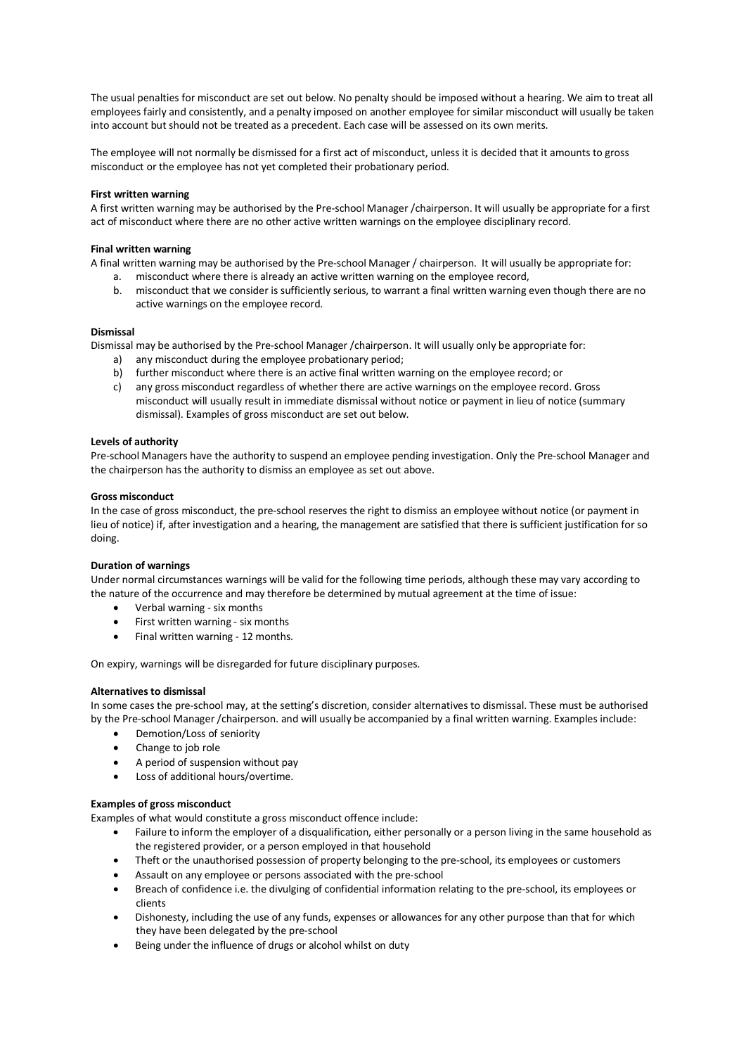The usual penalties for misconduct are set out below. No penalty should be imposed without a hearing. We aim to treat all employees fairly and consistently, and a penalty imposed on another employee for similar misconduct will usually be taken into account but should not be treated as a precedent. Each case will be assessed on its own merits.

The employee will not normally be dismissed for a first act of misconduct, unless it is decided that it amounts to gross misconduct or the employee has not yet completed their probationary period.

**First written warning**

A first written warning may be authorised by the Pre-school Manager /chairperson. It will usually be appropriate for a first act of misconduct where there are no other active written warnings on the employee disciplinary record.

**Final written warning**

A final written warning may be authorised by the Pre-school Manager / chairperson. It will usually be appropriate for:

a. misconduct where there is already an active written warning on the employee record,
b. misconduct that we consider is sufficiently serious, to warrant a final written warning even though there are no active warnings on the employee record.

**Dismissal**

Dismissal may be authorised by the Pre-school Manager /chairperson. It will usually only be appropriate for:

a) any misconduct during the employee probationary period;
b) further misconduct where there is an active final written warning on the employee record; or
c) any gross misconduct regardless of whether there are active warnings on the employee record. Gross misconduct will usually result in immediate dismissal without notice or payment in lieu of notice (summary dismissal). Examples of gross misconduct are set out below.

**Levels of authority**

Pre-school Managers have the authority to suspend an employee pending investigation. Only the Pre-school Manager and the chairperson has the authority to dismiss an employee as set out above.

**Gross misconduct**

In the case of gross misconduct, the pre-school reserves the right to dismiss an employee without notice (or payment in lieu of notice) if, after investigation and a hearing, the management are satisfied that there is sufficient justification for so doing.

**Duration of warnings**

Under normal circumstances warnings will be valid for the following time periods, although these may vary according to the nature of the occurrence and may therefore be determined by mutual agreement at the time of issue:

- Verbal warning - six months
- First written warning - six months
- Final written warning - 12 months.

On expiry, warnings will be disregarded for future disciplinary purposes.

**Alternatives to dismissal**

In some cases the pre-school may, at the setting's discretion, consider alternatives to dismissal. These must be authorised by the Pre-school Manager /chairperson. and will usually be accompanied by a final written warning. Examples include:

- Demotion/Loss of seniority
- Change to job role
- A period of suspension without pay
- Loss of additional hours/overtime.

**Examples of gross misconduct**

Examples of what would constitute a gross misconduct offence include:

- Failure to inform the employer of a disqualification, either personally or a person living in the same household as the registered provider, or a person employed in that household
- Theft or the unauthorised possession of property belonging to the pre-school, its employees or customers
- Assault on any employee or persons associated with the pre-school
- Breach of confidence i.e. the divulging of confidential information relating to the pre-school, its employees or clients
- Dishonesty, including the use of any funds, expenses or allowances for any other purpose than that for which they have been delegated by the pre-school
- Being under the influence of drugs or alcohol whilst on duty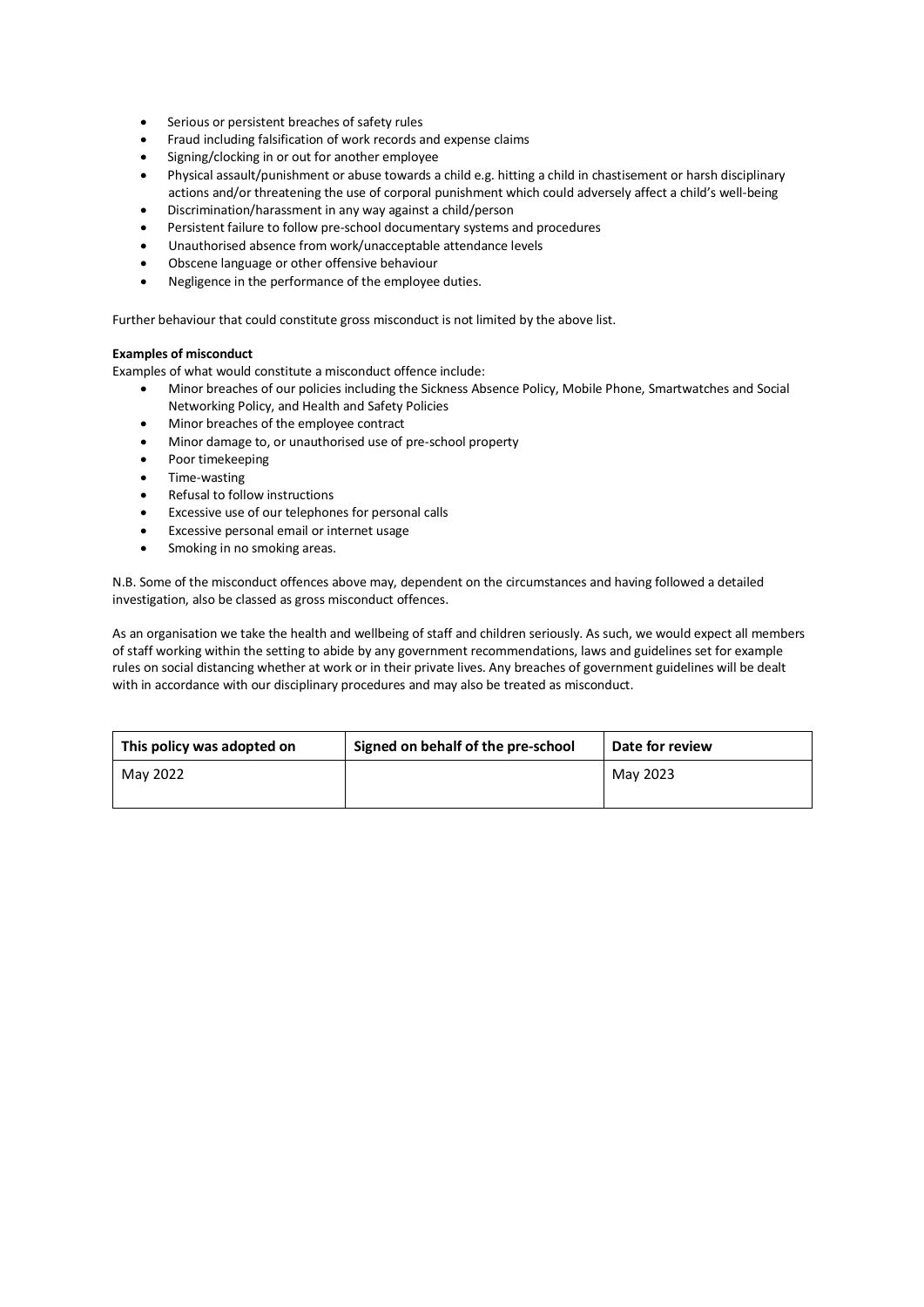- Serious or persistent breaches of safety rules
- Fraud including falsification of work records and expense claims
- Signing/clocking in or out for another employee
- Physical assault/punishment or abuse towards a child e.g. hitting a child in chastisement or harsh disciplinary actions and/or threatening the use of corporal punishment which could adversely affect a child's well-being
- Discrimination/harassment in any way against a child/person
- Persistent failure to follow pre-school documentary systems and procedures
- Unauthorised absence from work/unacceptable attendance levels
- Obscene language or other offensive behaviour
- Negligence in the performance of the employee duties.

Further behaviour that could constitute gross misconduct is not limited by the above list.

**Examples of misconduct**

Examples of what would constitute a misconduct offence include:

- Minor breaches of our policies including the Sickness Absence Policy, Mobile Phone, Smartwatches and Social Networking Policy, and Health and Safety Policies
- Minor breaches of the employee contract
- Minor damage to, or unauthorised use of pre-school property
- Poor timekeeping
- Time-wasting
- Refusal to follow instructions
- Excessive use of our telephones for personal calls
- Excessive personal email or internet usage
- Smoking in no smoking areas.

N.B. Some of the misconduct offences above may, dependent on the circumstances and having followed a detailed investigation, also be classed as gross misconduct offences.

As an organisation we take the health and wellbeing of staff and children seriously. As such, we would expect all members of staff working within the setting to abide by any government recommendations, laws and guidelines set for example rules on social distancing whether at work or in their private lives. Any breaches of government guidelines will be dealt with in accordance with our disciplinary procedures and may also be treated as misconduct.

| This policy was adopted on | Signed on behalf of the pre-school | Date for review |
|---|---|---|
| May 2022 | | May 2023 |